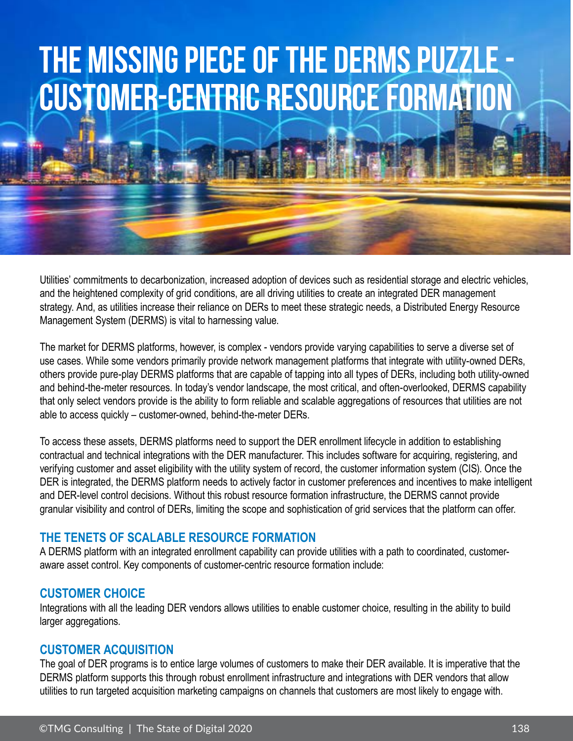# THE MISSING PIECE OF THE DERMS PUZZLE - CUSTOMER-CENTRIC RESOURCE FORMATION

Utilities' commitments to decarbonization, increased adoption of devices such as residential storage and electric vehicles, and the heightened complexity of grid conditions, are all driving utilities to create an integrated DER management strategy. And, as utilities increase their reliance on DERs to meet these strategic needs, a Distributed Energy Resource Management System (DERMS) is vital to harnessing value.

The market for DERMS platforms, however, is complex - vendors provide varying capabilities to serve a diverse set of use cases. While some vendors primarily provide network management platforms that integrate with utility-owned DERs, others provide pure-play DERMS platforms that are capable of tapping into all types of DERs, including both utility-owned and behind-the-meter resources. In today's vendor landscape, the most critical, and often-overlooked, DERMS capability that only select vendors provide is the ability to form reliable and scalable aggregations of resources that utilities are not able to access quickly – customer-owned, behind-the-meter DERs.

To access these assets, DERMS platforms need to support the DER enrollment lifecycle in addition to establishing contractual and technical integrations with the DER manufacturer. This includes software for acquiring, registering, and verifying customer and asset eligibility with the utility system of record, the customer information system (CIS). Once the DER is integrated, the DERMS platform needs to actively factor in customer preferences and incentives to make intelligent and DER-level control decisions. Without this robust resource formation infrastructure, the DERMS cannot provide granular visibility and control of DERs, limiting the scope and sophistication of grid services that the platform can offer.

## THE TENETS OF SCALABLE RESOURCE FORMATION

A DERMS platform with an integrated enrollment capability can provide utilities with a path to coordinated, customer-aware asset control. Key components of customer-centric resource formation include:

### CUSTOMER CHOICE

Integrations with all the leading DER vendors allows utilities to enable customer choice, resulting in the ability to build larger aggregations.

### CUSTOMER ACQUISITION

The goal of DER programs is to entice large volumes of customers to make their DER available. It is imperative that the DERMS platform supports this through robust enrollment infrastructure and integrations with DER vendors that allow utilities to run targeted acquisition marketing campaigns on channels that customers are most likely to engage with.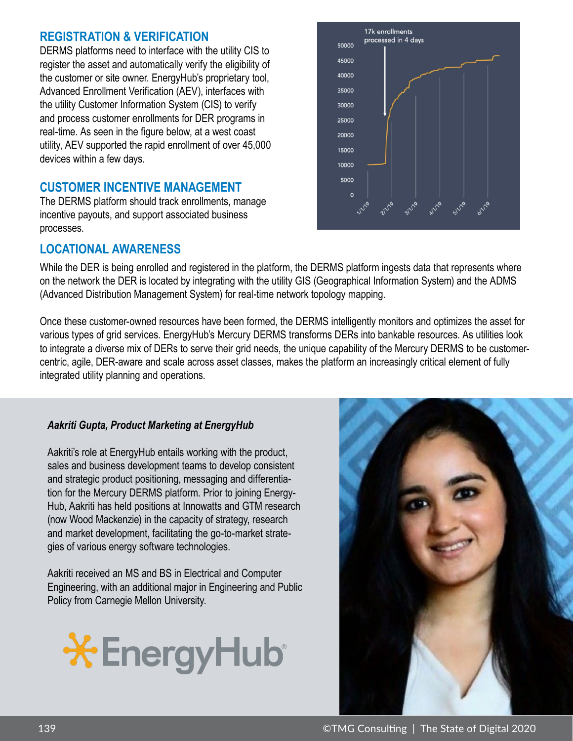## REGISTRATION & VERIFICATION

DERMS platforms need to interface with the utility CIS to register the asset and automatically verify the eligibility of the customer or site owner. EnergyHub's proprietary tool, Advanced Enrollment Verification (AEV), interfaces with the utility Customer Information System (CIS) to verify and process customer enrollments for DER programs in real-time. As seen in the figure below, at a west coast utility, AEV supported the rapid enrollment of over 45,000 devices within a few days.

17k enrollments processed in 4 days

50000
45000
40000
35000
30000
25000
20000
15000
10000
5000
0

1/1/19
2/1/19
3/1/19
4/1/19
5/1/19
6/1/19

## CUSTOMER INCENTIVE MANAGEMENT

The DERMS platform should track enrollments, manage incentive payouts, and support associated business processes.

## LOCATIONAL AWARENESS

While the DER is being enrolled and registered in the platform, the DERMS platform ingests data that represents where on the network the DER is located by integrating with the utility GIS (Geographical Information System) and the ADMS (Advanced Distribution Management System) for real-time network topology mapping.

Once these customer-owned resources have been formed, the DERMS intelligently monitors and optimizes the asset for various types of grid services. EnergyHub's Mercury DERMS transforms DERs into bankable resources. As utilities look to integrate a diverse mix of DERs to serve their grid needs, the unique capability of the Mercury DERMS to be customer-centric, agile, DER-aware and scale across asset classes, makes the platform an increasingly critical element of fully integrated utility planning and operations.

***Aakriti Gupta, Product Marketing at EnergyHub***

Aakriti's role at EnergyHub entails working with the product, sales and business development teams to develop consistent and strategic product positioning, messaging and differentiation for the Mercury DERMS platform. Prior to joining EnergyHub, Aakriti has held positions at Innowatts and GTM research (now Wood Mackenzie) in the capacity of strategy, research and market development, facilitating the go-to-market strategies of various energy software technologies.

Aakriti received an MS and BS in Electrical and Computer Engineering, with an additional major in Engineering and Public Policy from Carnegie Mellon University.

EnergyHub®